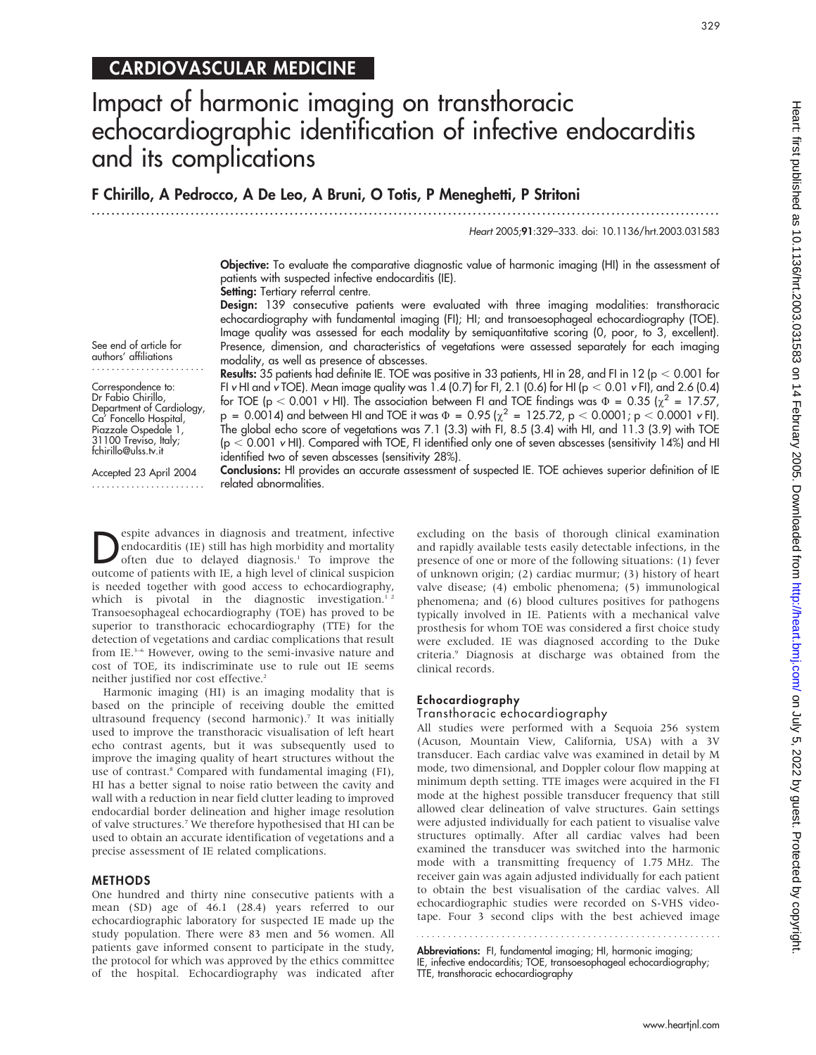# CARDIOVASCULAR MEDICINE

# Impact of harmonic imaging on transthoracic echocardiographic identification of infective endocarditis and its complications

**F Chirillo, A Pedrocco, A De Leo, A Bruni, O Totis, P Meneghetti, P Stritoni**

See end of article for authors' affiliations

Correspondence to: Dr Fabio Chirillo, Department of Cardiology, Ca' Foncello Hospital, Piazzale Ospedale 1, 31100 Treviso, Italy; fchirillo@ulss.tv.it

Accepted 23 April 2004

**Objective:** To evaluate the comparative diagnostic value of harmonic imaging (HI) in the assessment of patients with suspected infective endocarditis (IE).

**Setting:** Tertiary referral centre.

**Design:** 139 consecutive patients were evaluated with three imaging modalities: transthoracic echocardiography with fundamental imaging (FI); HI; and transoesophageal echocardiography (TOE). Image quality was assessed for each modality by semiquantitative scoring (0, poor, to 3, excellent). Presence, dimension, and characteristics of vegetations were assessed separately for each imaging modality, as well as presence of abscesses.

**Results:** 35 patients had definite IE. TOE was positive in 33 patients, HI in 28, and FI in 12 ($p < 0.001$ for FI *v* HI and *v* TOE). Mean image quality was 1.4 (0.7) for FI, 2.1 (0.6) for HI ($p < 0.01$ *v* FI), and 2.6 (0.4) for TOE ($p < 0.001$ *v* HI). The association between FI and TOE findings was $\Phi = 0.35$ ($\chi^2 = 17.57$, $p = 0.0014$) and between HI and TOE it was $\Phi = 0.95$ ($\chi^2 = 125.72$, $p < 0.0001$; $p < 0.0001$ *v* FI). The global echo score of vegetations was 7.1 (3.3) with FI, 8.5 (3.4) with HI, and 11.3 (3.9) with TOE ($p < 0.001$ *v* HI). Compared with TOE, FI identified only one of seven abscesses (sensitivity 14%) and HI identified two of seven abscesses (sensitivity 28%).

**Conclusions:** HI provides an accurate assessment of suspected IE. TOE achieves superior definition of IE related abnormalities.

Despite advances in diagnosis and treatment, infective endocarditis (IE) still has high morbidity and mortality often due to delayed diagnosis.[1] To improve the outcome of patients with IE, a high level of clinical suspicion is needed together with good access to echocardiography, which is pivotal in the diagnostic investigation.[1,2] Transoesophageal echocardiography (TOE) has proved to be superior to transthoracic echocardiography (TTE) for the detection of vegetations and cardiac complications that result from IE.[3–6] However, owing to the semi-invasive nature and cost of TOE, its indiscriminate use to rule out IE seems neither justified nor cost effective.[2]

Harmonic imaging (HI) is an imaging modality that is based on the principle of receiving double the emitted ultrasound frequency (second harmonic).[7] It was initially used to improve the transthoracic visualisation of left heart echo contrast agents, but it was subsequently used to improve the imaging quality of heart structures without the use of contrast.[8] Compared with fundamental imaging (FI), HI has a better signal to noise ratio between the cavity and wall with a reduction in near field clutter leading to improved endocardial border delineation and higher image resolution of valve structures.[7] We therefore hypothesised that HI can be used to obtain an accurate identification of vegetations and a precise assessment of IE related complications.

## METHODS

One hundred and thirty nine consecutive patients with a mean (SD) age of 46.1 (28.4) years referred to our echocardiographic laboratory for suspected IE made up the study population. There were 83 men and 56 women. All patients gave informed consent to participate in the study, the protocol for which was approved by the ethics committee of the hospital. Echocardiography was indicated after excluding on the basis of thorough clinical examination and rapidly available tests easily detectable infections, in the presence of one or more of the following situations: (1) fever of unknown origin; (2) cardiac murmur; (3) history of heart valve disease; (4) embolic phenomena; (5) immunological phenomena; and (6) blood cultures positives for pathogens typically involved in IE. Patients with a mechanical valve prosthesis for whom TOE was considered a first choice study were excluded. IE was diagnosed according to the Duke criteria.[9] Diagnosis at discharge was obtained from the clinical records.

### Echocardiography

#### Transthoracic echocardiography

All studies were performed with a Sequoia 256 system (Acuson, Mountain View, California, USA) with a 3V transducer. Each cardiac valve was examined in detail by M mode, two dimensional, and Doppler colour flow mapping at minimum depth setting. TTE images were acquired in the FI mode at the highest possible transducer frequency that still allowed clear delineation of valve structures. Gain settings were adjusted individually for each patient to visualise valve structures optimally. After all cardiac valves had been examined the transducer was switched into the harmonic mode with a transmitting frequency of 1.75 MHz. The receiver gain was again adjusted individually for each patient to obtain the best visualisation of the cardiac valves. All echocardiographic studies were recorded on S-VHS videotape. Four 3 second clips with the best achieved image

**Abbreviations:** FI, fundamental imaging; HI, harmonic imaging; IE, infective endocarditis; TOE, transoesophageal echocardiography; TTE, transthoracic echocardiography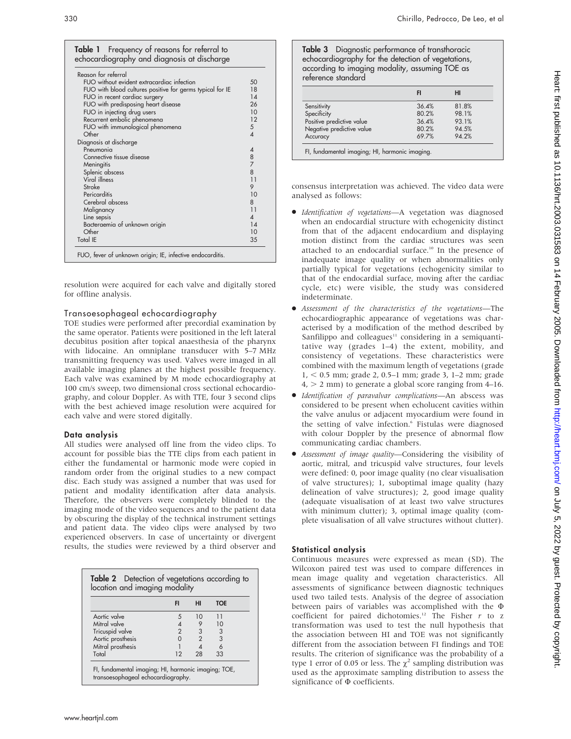**Table 1** Frequency of reasons for referral to echocardiography and diagnosis at discharge

| | |
|---|---|
| Reason for referral | |
| FUO without evident extracardiac infection | 50 |
| FUO with blood cultures positive for germs typical for IE | 18 |
| FUO in recent cardiac surgery | 14 |
| FUO with predisposing heart disease | 26 |
| FUO in injecting drug users | 10 |
| Recurrent embolic phenomena | 12 |
| FUO with immunological phenomena | 5 |
| Other | 4 |
| Diagnosis at discharge | |
| Pneumonia | 4 |
| Connective tissue disease | 8 |
| Meningitis | 7 |
| Splenic abscess | 8 |
| Viral illness | 11 |
| Stroke | 9 |
| Pericarditis | 10 |
| Cerebral abscess | 8 |
| Malignancy | 11 |
| Line sepsis | 4 |
| Bacteraemia of unknown origin | 14 |
| Other | 10 |
| Total IE | 35 |

FUO, fever of unknown origin; IE, infective endocarditis.

resolution were acquired for each valve and digitally stored for offline analysis.

## Transoesophageal echocardiography

TOE studies were performed after precordial examination by the same operator. Patients were positioned in the left lateral decubitus position after topical anaesthesia of the pharynx with lidocaine. An omniplane transducer with 5–7 MHz transmitting frequency was used. Valves were imaged in all available imaging planes at the highest possible frequency. Each valve was examined by M mode echocardiography at 100 cm/s sweep, two dimensional cross sectional echocardiography, and colour Doppler. As with TTE, four 3 second clips with the best achieved image resolution were acquired for each valve and were stored digitally.

### Data analysis

All studies were analysed off line from the video clips. To account for possible bias the TTE clips from each patient in either the fundamental or harmonic mode were copied in random order from the original studies to a new compact disc. Each study was assigned a number that was used for patient and modality identification after data analysis. Therefore, the observers were completely blinded to the imaging mode of the video sequences and to the patient data by obscuring the display of the technical instrument settings and patient data. The video clips were analysed by two experienced observers. In case of uncertainty or divergent results, the studies were reviewed by a third observer and consensus interpretation was achieved. The video data were analysed as follows:

- *Identification of vegetations*—A vegetation was diagnosed when an endocardial structure with echogenicity distinct from that of the adjacent endocardium and displaying motion distinct from the cardiac structures was seen attached to an endocardial surface.[10] In the presence of inadequate image quality or when abnormalities only partially typical for vegetations (echogenicity similar to that of the endocardial surface, moving after the cardiac cycle, etc) were visible, the study was considered indeterminate.
- *Assessment of the characteristics of the vegetations*—The echocardiographic appearance of vegetations was characterised by a modification of the method described by Sanfilippo and colleagues[11] considering in a semiquantitative way (grades 1–4) the extent, mobility, and consistency of vegetations. These characteristics were combined with the maximum length of vegetations (grade 1, < 0.5 mm; grade 2, 0.5–1 mm; grade 3, 1–2 mm; grade 4, > 2 mm) to generate a global score ranging from 4–16.
- *Identification of paravalvar complications*—An abscess was considered to be present when echolucent cavities within the valve anulus or adjacent myocardium were found in the setting of valve infection.[6] Fistulas were diagnosed with colour Doppler by the presence of abnormal flow communicating cardiac chambers.
- *Assessment of image quality*—Considering the visibility of aortic, mitral, and tricuspid valve structures, four levels were defined: 0, poor image quality (no clear visualisation of valve structures); 1, suboptimal image quality (hazy delineation of valve structures); 2, good image quality (adequate visualisation of at least two valve structures with minimum clutter); 3, optimal image quality (complete visualisation of all valve structures without clutter).

**Table 2** Detection of vegetations according to location and imaging modality

| | FI | HI | TOE |
|---|---|---|---|
| Aortic valve | 5 | 10 | 11 |
| Mitral valve | 4 | 9 | 10 |
| Tricuspid valve | 2 | 3 | 3 |
| Aortic prosthesis | 0 | 2 | 3 |
| Mitral prosthesis | 1 | 4 | 6 |
| Total | 12 | 28 | 33 |

FI, fundamental imaging; HI, harmonic imaging; TOE, transoesophageal echocardiography.

**Table 3** Diagnostic performance of transthoracic echocardiography for the detection of vegetations, according to imaging modality, assuming TOE as reference standard

| | FI | HI |
|---|---|---|
| Sensitivity | 36.4% | 81.8% |
| Specificity | 80.2% | 98.1% |
| Positive predictive value | 36.4% | 93.1% |
| Negative predictive value | 80.2% | 94.5% |
| Accuracy | 69.7% | 94.2% |

FI, fundamental imaging; HI, harmonic imaging.

### Statistical analysis

Continuous measures were expressed as mean (SD). The Wilcoxon paired test was used to compare differences in mean image quality and vegetation characteristics. All assessments of significance between diagnostic techniques used two tailed tests. Analysis of the degree of association between pairs of variables was accomplished with the $\Phi$ coefficient for paired dichotomies.[12] The Fisher $r$ to z transformation was used to test the null hypothesis that the association between HI and TOE was not significantly different from the association between FI findings and TOE results. The criterion of significance was the probability of a type 1 error of 0.05 or less. The $\chi^2$ sampling distribution was used as the approximate sampling distribution to assess the significance of $\Phi$ coefficients.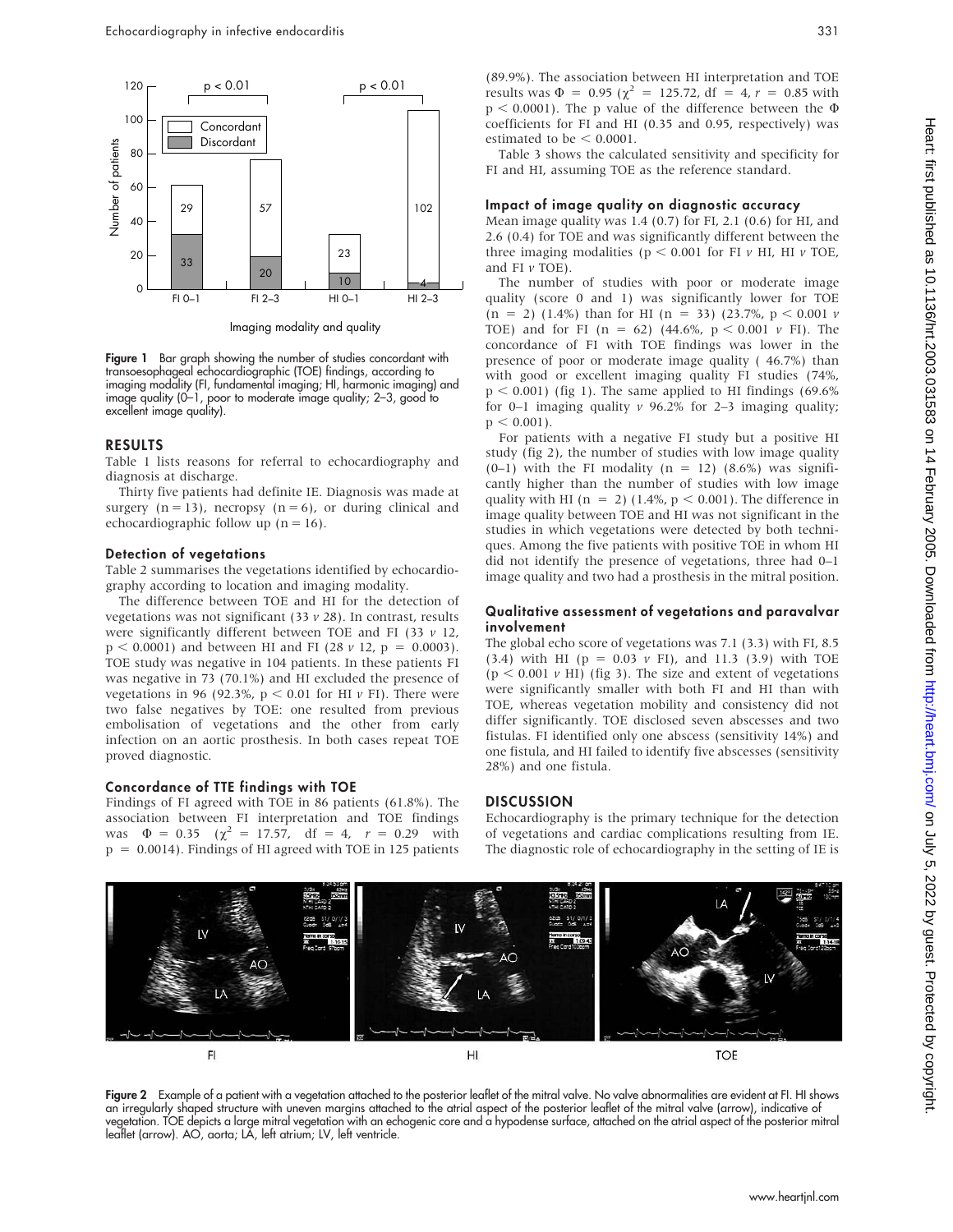Figure 1 Bar graph showing the number of studies concordant with transoesophageal echocardiographic (TOE) findings, according to imaging modality (FI, fundamental imaging; HI, harmonic imaging) and image quality (0–1, poor to moderate image quality; 2–3, good to excellent image quality).

## RESULTS

Table 1 lists reasons for referral to echocardiography and diagnosis at discharge.

Thirty five patients had definite IE. Diagnosis was made at surgery (n = 13), necropsy (n = 6), or during clinical and echocardiographic follow up (n = 16).

### Detection of vegetations

Table 2 summarises the vegetations identified by echocardiography according to location and imaging modality.

The difference between TOE and HI for the detection of vegetations was not significant (33 *v* 28). In contrast, results were significantly different between TOE and FI (33 *v* 12, $p < 0.0001$) and between HI and FI (28 *v* 12, $p = 0.0003$). TOE study was negative in 104 patients. In these patients FI was negative in 73 (70.1%) and HI excluded the presence of vegetations in 96 (92.3%, $p < 0.01$ for HI *v* FI). There were two false negatives by TOE: one resulted from previous embolisation of vegetations and the other from early infection on an aortic prosthesis. In both cases repeat TOE proved diagnostic.

### Concordance of TTE findings with TOE

Findings of FI agreed with TOE in 86 patients (61.8%). The association between FI interpretation and TOE findings was $\Phi = 0.35$ ($\chi^2 = 17.57$, df = 4, $r = 0.29$ with $p = 0.0014$). Findings of HI agreed with TOE in 125 patients (89.9%). The association between HI interpretation and TOE results was $\Phi = 0.95$ ($\chi^2 = 125.72$, df = 4, $r = 0.85$ with $p < 0.0001$). The p value of the difference between the $\Phi$ coefficients for FI and HI (0.35 and 0.95, respectively) was estimated to be $< 0.0001$.

Table 3 shows the calculated sensitivity and specificity for FI and HI, assuming TOE as the reference standard.

### Impact of image quality on diagnostic accuracy

Mean image quality was 1.4 (0.7) for FI, 2.1 (0.6) for HI, and 2.6 (0.4) for TOE and was significantly different between the three imaging modalities ($p < 0.001$ for FI *v* HI, HI *v* TOE, and FI *v* TOE).

The number of studies with poor or moderate image quality (score 0 and 1) was significantly lower for TOE (n = 2) (1.4%) than for HI (n = 33) (23.7%, $p < 0.001$ *v* TOE) and for FI (n = 62) (44.6%, $p < 0.001$ *v* FI). The concordance of FI with TOE findings was lower in the presence of poor or moderate image quality ( 46.7%) than with good or excellent imaging quality FI studies (74%, $p < 0.001$) (fig 1). The same applied to HI findings (69.6% for 0–1 imaging quality *v* 96.2% for 2–3 imaging quality; $p < 0.001$).

For patients with a negative FI study but a positive HI study (fig 2), the number of studies with low image quality (0–1) with the FI modality (n = 12) (8.6%) was significantly higher than the number of studies with low image quality with HI (n = 2) (1.4%, $p < 0.001$). The difference in image quality between TOE and HI was not significant in the studies in which vegetations were detected by both techniques. Among the five patients with positive TOE in whom HI did not identify the presence of vegetations, three had 0–1 image quality and two had a prosthesis in the mitral position.

### Qualitative assessment of vegetations and paravalvar involvement

The global echo score of vegetations was 7.1 (3.3) with FI, 8.5 (3.4) with HI ($p = 0.03$ *v* FI), and 11.3 (3.9) with TOE ($p < 0.001$ *v* HI) (fig 3). The size and extent of vegetations were significantly smaller with both FI and HI than with TOE, whereas vegetation mobility and consistency did not differ significantly. TOE disclosed seven abscesses and two fistulas. FI identified only one abscess (sensitivity 14%) and one fistula, and HI failed to identify five abscesses (sensitivity 28%) and one fistula.

## DISCUSSION

Echocardiography is the primary technique for the detection of vegetations and cardiac complications resulting from IE. The diagnostic role of echocardiography in the setting of IE is

Figure 2 Example of a patient with a vegetation attached to the posterior leaflet of the mitral valve. No valve abnormalities are evident at FI. HI shows an irregularly shaped structure with uneven margins attached to the atrial aspect of the posterior leaflet of the mitral valve (arrow), indicative of vegetation. TOE depicts a large mitral vegetation with an echogenic core and a hypodense surface, attached on the atrial aspect of the posterior mitral leaflet (arrow). AO, aorta; LA, left atrium; LV, left ventricle.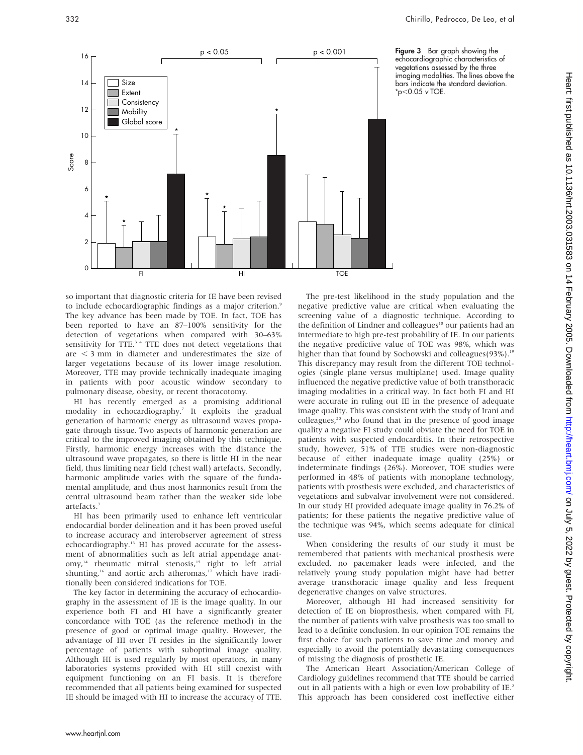**Figure 3** Bar graph showing the echocardiographic characteristics of vegetations assessed by the three imaging modalities. The lines above the bars indicate the standard deviation. *p<0.05 v TOE.

so important that diagnostic criteria for IE have been revised to include echocardiographic findings as a major criterion.[9] The key advance has been made by TOE. In fact, TOE has been reported to have an 87–100% sensitivity for the detection of vegetations when compared with 30–63% sensitivity for TTE.[3 4] TTE does not detect vegetations that are < 3 mm in diameter and underestimates the size of larger vegetations because of its lower image resolution. Moreover, TTE may provide technically inadequate imaging in patients with poor acoustic window secondary to pulmonary disease, obesity, or recent thoracotomy.

HI has recently emerged as a promising additional modality in echocardiography.[7] It exploits the gradual generation of harmonic energy as ultrasound waves propagate through tissue. Two aspects of harmonic generation are critical to the improved imaging obtained by this technique. Firstly, harmonic energy increases with the distance the ultrasound wave propagates, so there is little HI in the near field, thus limiting near field (chest wall) artefacts. Secondly, harmonic amplitude varies with the square of the fundamental amplitude, and thus most harmonics result from the central ultrasound beam rather than the weaker side lobe artefacts.[7]

HI has been primarily used to enhance left ventricular endocardial border delineation and it has been proved useful to increase accuracy and interobserver agreement of stress echocardiography.[13] HI has proved accurate for the assessment of abnormalities such as left atrial appendage anatomy,[14] rheumatic mitral stenosis,[15] right to left atrial shunting,[16] and aortic arch atheromas,[17] which have traditionally been considered indications for TOE.

The key factor in determining the accuracy of echocardiography in the assessment of IE is the image quality. In our experience both FI and HI have a significantly greater concordance with TOE (as the reference method) in the presence of good or optimal image quality. However, the advantage of HI over FI resides in the significantly lower percentage of patients with suboptimal image quality. Although HI is used regularly by most operators, in many laboratories systems provided with HI still coexist with equipment functioning on an FI basis. It is therefore recommended that all patients being examined for suspected IE should be imaged with HI to increase the accuracy of TTE.

The pre-test likelihood in the study population and the negative predictive value are critical when evaluating the screening value of a diagnostic technique. According to the definition of Lindner and colleagues[18] our patients had an intermediate to high pre-test probability of IE. In our patients the negative predictive value of TOE was 98%, which was higher than that found by Sochowski and colleagues(93%).[19] This discrepancy may result from the different TOE technologies (single plane versus multiplane) used. Image quality influenced the negative predictive value of both transthoracic imaging modalities in a critical way. In fact both FI and HI were accurate in ruling out IE in the presence of adequate image quality. This was consistent with the study of Irani and colleagues,[20] who found that in the presence of good image quality a negative FI study could obviate the need for TOE in patients with suspected endocarditis. In their retrospective study, however, 51% of TTE studies were non-diagnostic because of either inadequate image quality (25%) or indeterminate findings (26%). Moreover, TOE studies were performed in 48% of patients with monoplane technology, patients with prosthesis were excluded, and characteristics of vegetations and subvalvar involvement were not considered. In our study HI provided adequate image quality in 76.2% of patients; for these patients the negative predictive value of the technique was 94%, which seems adequate for clinical use.

When considering the results of our study it must be remembered that patients with mechanical prosthesis were excluded, no pacemaker leads were infected, and the relatively young study population might have had better average transthoracic image quality and less frequent degenerative changes on valve structures.

Moreover, although HI had increased sensitivity for detection of IE on bioprosthesis, when compared with FI, the number of patients with valve prosthesis was too small to lead to a definite conclusion. In our opinion TOE remains the first choice for such patients to save time and money and especially to avoid the potentially devastating consequences of missing the diagnosis of prosthetic IE.

The American Heart Association/American College of Cardiology guidelines recommend that TTE should be carried out in all patients with a high or even low probability of IE.[2] This approach has been considered cost ineffective either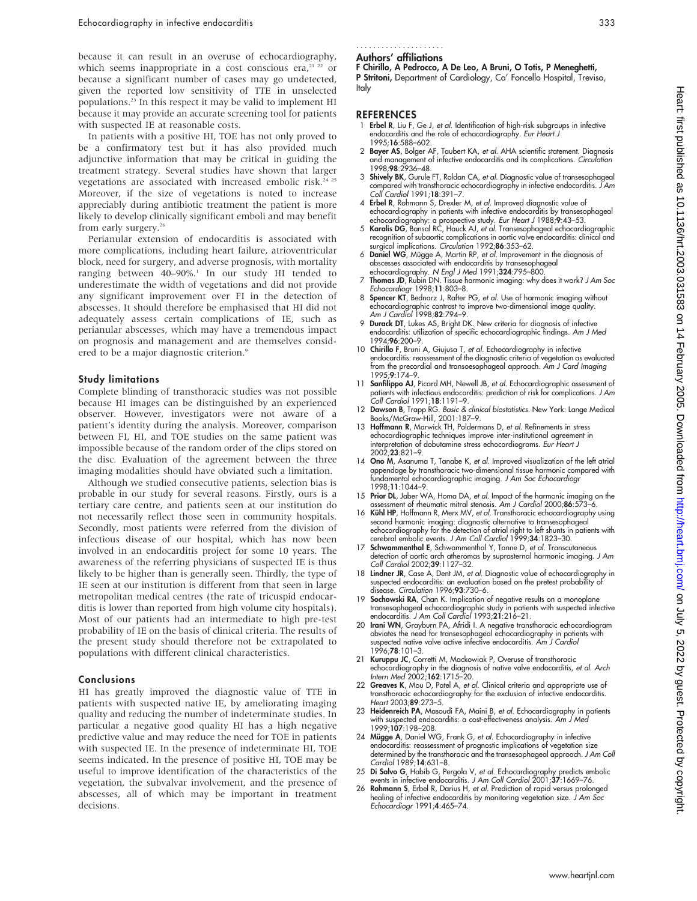because it can result in an overuse of echocardiography, which seems inappropriate in a cost conscious era,[21 22] or because a significant number of cases may go undetected, given the reported low sensitivity of TTE in unselected populations.[23] In this respect it may be valid to implement HI because it may provide an accurate screening tool for patients with suspected IE at reasonable costs.

In patients with a positive HI, TOE has not only proved to be a confirmatory test but it has also provided much adjunctive information that may be critical in guiding the treatment strategy. Several studies have shown that larger vegetations are associated with increased embolic risk.[24 25] Moreover, if the size of vegetations is noted to increase appreciably during antibiotic treatment the patient is more likely to develop clinically significant emboli and may benefit from early surgery.[26]

Perianular extension of endocarditis is associated with more complications, including heart failure, atrioventricular block, need for surgery, and adverse prognosis, with mortality ranging between 40–90%.[1] In our study HI tended to underestimate the width of vegetations and did not provide any significant improvement over FI in the detection of abscesses. It should therefore be emphasised that HI did not adequately assess certain complications of IE, such as perianular abscesses, which may have a tremendous impact on prognosis and management and are themselves considered to be a major diagnostic criterion.[9]

### Study limitations

Complete blinding of transthoracic studies was not possible because HI images can be distinguished by an experienced observer. However, investigators were not aware of a patient's identity during the analysis. Moreover, comparison between FI, HI, and TOE studies on the same patient was impossible because of the random order of the clips stored on the disc. Evaluation of the agreement between the three imaging modalities should have obviated such a limitation.

Although we studied consecutive patients, selection bias is probable in our study for several reasons. Firstly, ours is a tertiary care centre, and patients seen at our institution do not necessarily reflect those seen in community hospitals. Secondly, most patients were referred from the division of infectious disease of our hospital, which has now been involved in an endocarditis project for some 10 years. The awareness of the referring physicians of suspected IE is thus likely to be higher than is generally seen. Thirdly, the type of IE seen at our institution is different from that seen in large metropolitan medical centres (the rate of tricuspid endocarditis is lower than reported from high volume city hospitals). Most of our patients had an intermediate to high pre-test probability of IE on the basis of clinical criteria. The results of the present study should therefore not be extrapolated to populations with different clinical characteristics.

### Conclusions

HI has greatly improved the diagnostic value of TTE in patients with suspected native IE, by ameliorating imaging quality and reducing the number of indeterminate studies. In particular a negative good quality HI has a high negative predictive value and may reduce the need for TOE in patients with suspected IE. In the presence of indeterminate HI, TOE seems indicated. In the presence of positive HI, TOE may be useful to improve identification of the characteristics of the vegetation, the subvalvar involvement, and the presence of abscesses, all of which may be important in treatment decisions.

### Authors' affiliations

**F Chirillo, A Pedrocco, A De Leo, A Bruni, O Totis, P Meneghetti, P Stritoni,** Department of Cardiology, Ca' Foncello Hospital, Treviso, Italy

## REFERENCES

1. **Erbel R**, Liu F, Ge J, *et al*. Identification of high-risk subgroups in infective endocarditis and the role of echocardiography. *Eur Heart J* 1995;**16**:588–602.
2. **Bayer AS**, Bolger AF, Taubert KA, *et al*. AHA scientific statement. Diagnosis and management of infective endocarditis and its complications. *Circulation* 1998;**98**:2936–48.
3. **Shively BK**, Gurule FT, Roldan CA, *et al*. Diagnostic value of transesophageal compared with transthoracic echocardiography in infective endocarditis. *J Am Coll Cardiol* 1991;**18**:391–7.
4. **Erbel R**, Rohmann S, Drexler M, *et al*. Improved diagnostic value of echocardiography in patients with infective endocarditis by transesophageal echocardiography: a prospective study. *Eur Heart J* 1988;**9**:43–53.
5. **Karalis DG**, Bansal RC, Hauck AJ, *et al*. Transesophageal echocardiographic recognition of subaortic complications in aortic valve endocarditis: clinical and surgical implications. *Circulation* 1992;**86**:353–62.
6. **Daniel WG**, Mügge A, Martin RP, *et al*. Improvement in the diagnosis of abscesses associated with endocarditis by transesophageal echocardiography. *N Engl J Med* 1991;**324**:795–800.
7. **Thomas JD**, Rubin DN. Tissue harmonic imaging: why does it work? *J Am Soc Echocardiogr* 1998;**11**:803–8.
8. **Spencer KT**, Bednarz J, Rafter PG, *et al*. Use of harmonic imaging without echocardiographic contrast to improve two-dimensional image quality. *Am J Cardiol* 1998;**82**:794–9.
9. **Durack DT**, Lukes AS, Bright DK. New criteria for diagnosis of infective endocarditis: utilization of specific echocardiographic findings. *Am J Med* 1994;**96**:200–9.
10. **Chirillo F**, Bruni A, Giujusa T, *et al*. Echocardiography in infective endocarditis: reassessment of the diagnostic criteria of vegetation as evaluated from the precordial and transoesophageal approach. *Am J Card Imaging* 1995;**9**:174–9.
11. **Sanfilippo AJ**, Picard MH, Newell JB, *et al*. Echocardiographic assessment of patients with infectious endocarditis: prediction of risk for complications. *J Am Coll Cardiol* 1991;**18**:1191–9.
12. **Dawson B**, Trapp RG. *Basic & clinical biostatistics*. New York: Lange Medical Books/McGraw-Hill, 2001:187–9.
13. **Hoffmann R**, Marwick TH, Poldermans D, *et al*. Refinements in stress echocardiographic techniques improve inter-institutional agreement in interpretation of dobutamine stress echocardiograms. *Eur Heart J* 2002;**23**:821–9.
14. **Ono M**, Asanuma T, Tanabe K, *et al*. Improved visualization of the left atrial appendage by transthoracic two-dimensional tissue harmonic compared with fundamental echocardiographic imaging. *J Am Soc Echocardiogr* 1998;**11**:1044–9.
15. **Prior DL**, Jaber WA, Homa DA, *et al*. Impact of the harmonic imaging on the assessment of rheumatic mitral stenosis. *Am J Cardiol* 2000;**86**:573–6.
16. **Kühl HP**, Hoffmann R, Merx MV, *et al*. Transthoracic echocardiography using second harmonic imaging: diagnostic alternative to transesophageal echocardiography for the detection of atrial right to left shunts in patients with cerebral embolic events. *J Am Coll Cardiol* 1999;**34**:1823–30.
17. **Schwammenthal E**, Schwammenthal Y, Tanne D, *et al*. Transcutaneous detection of aortic arch atheromas by suprasternal harmonic imaging. *J Am Coll Cardiol* 2002;**39**:1127–32.
18. **Lindner JR**, Case A, Dent JM, *et al*. Diagnostic value of echocardiography in suspected endocarditis: an evaluation based on the pretest probability of disease. *Circulation* 1996;**93**:730–6.
19. **Sochowski RA**, Chan K. Implication of negative results on a monoplane transesophageal echocardiographic study in patients with suspected infective endocarditis. *J Am Coll Cardiol* 1993;**21**:216–21.
20. **Irani WN**, Grayburn PA, Afridi I. A negative transthoracic echocardiogram obviates the need for transesophageal echocardiography in patients with suspected native valve active infective endocarditis. *Am J Cardiol* 1996;**78**:101–3.
21. **Kuruppu JC**, Corretti M, Mackowiak P, Overuse of transthoracic echocardiography in the diagnosis of native valve endocarditis, *et al*. *Arch Intern Med* 2002;**162**:1715–20.
22. **Greaves K**, Mou D, Patel A, *et al*. Clinical criteria and appropriate use of transthoracic echocardiography for the exclusion of infective endocarditis. *Heart* 2003;**89**:273–5.
23. **Heidenreich PA**, Masoudi FA, Maini B, *et al*. Echocardiography in patients with suspected endocarditis: a cost-effectiveness analysis. *Am J Med* 1999;**107**:198–208.
24. **Mügge A**, Daniel WG, Frank G, *et al*. Echocardiography in infective endocarditis: reassessment of prognostic implications of vegetation size determined by the transthoracic and the transesophageal approach. *J Am Coll Cardiol* 1989;**14**:631–8.
25. **Di Salvo G**, Habib G, Pergola V, *et al*. Echocardiography predicts embolic events in infective endocarditis. *J Am Coll Cardiol* 2001;**37**:1669–76.
26. **Rohmann S**, Erbel R, Darius H, *et al*. Prediction of rapid versus prolonged healing of infective endocarditis by monitoring vegetation size. *J Am Soc Echocardiogr* 1991;**4**:465–74.